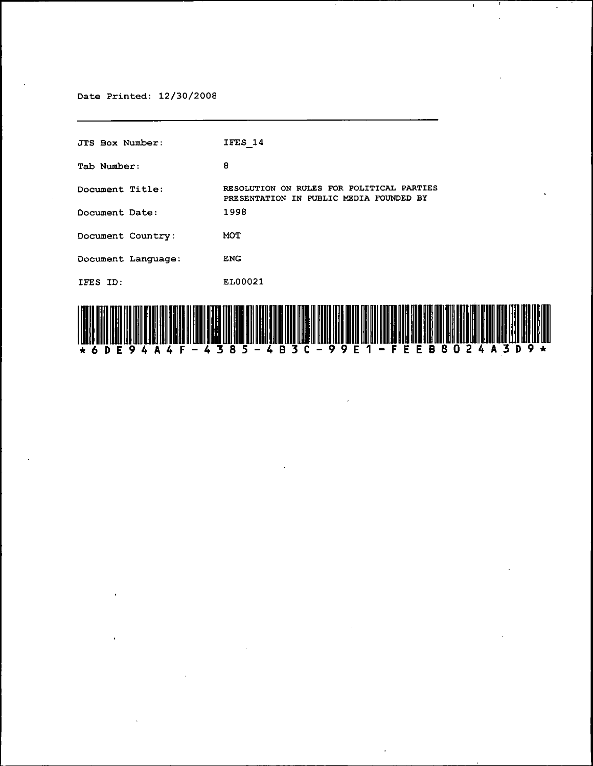Date Printed: 12/30/2008

---

| | |
|---|---|
| JTS Box Number: | IFES_14 |
| Tab Number: | 8 |
| Document Title: | RESOLUTION ON RULES FOR POLITICAL PARTIES PRESENTATION IN PUBLIC MEDIA FOUNDED BY |
| Document Date: | 1998 |
| Document Country: | MOT |
| Document Language: | ENG |
| IFES ID: | EL00021 |

*6DE94A4F-4385-4B3C-99E1-FEEB8024A3D9*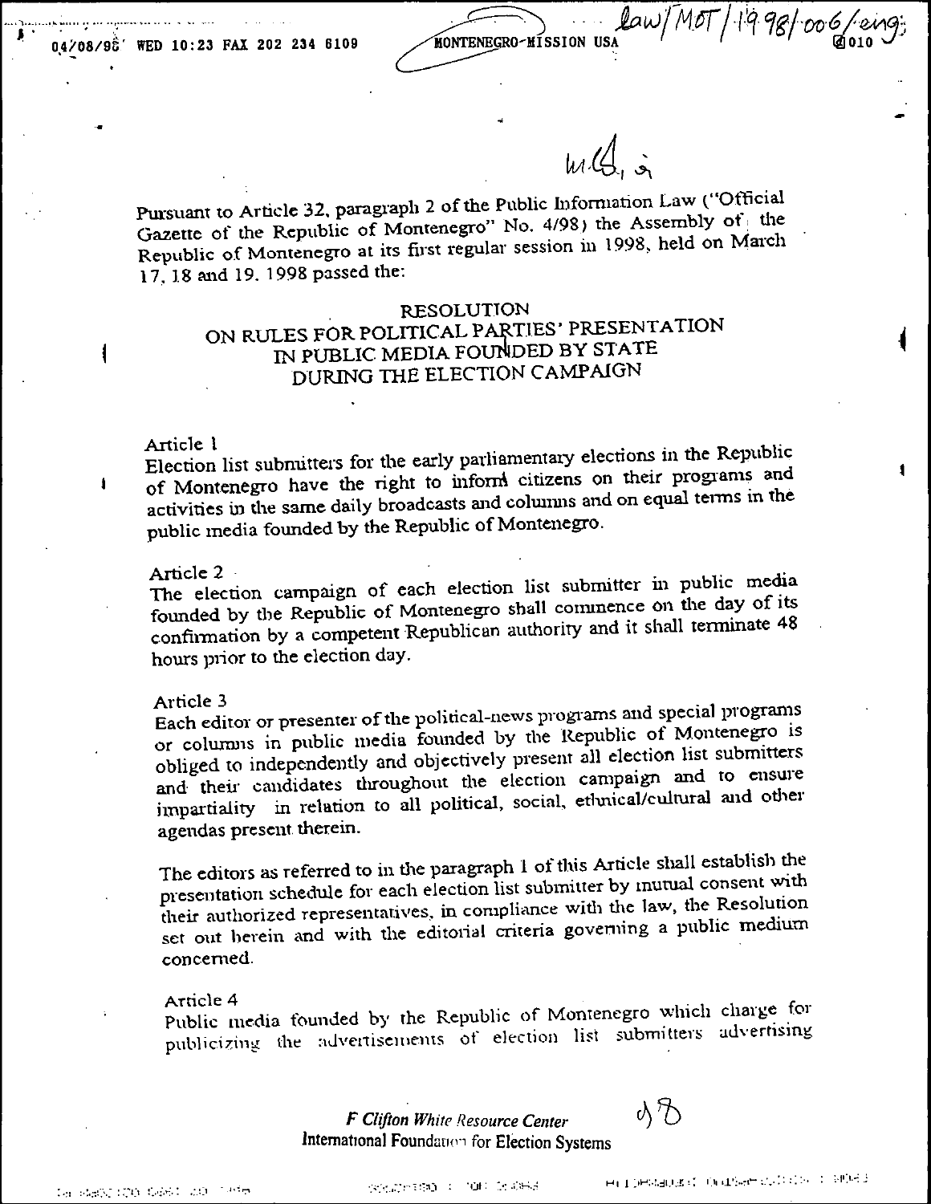Pursuant to Article 32, paragraph 2 of the Public Information Law ("Official Gazette of the Republic of Montenegro" No. 4/98) the Assembly of the Republic of Montenegro at its first regular session in 1998, held on March 17, 18 and 19. 1998 passed the:

# RESOLUTION ON RULES FOR POLITICAL PARTIES' PRESENTATION IN PUBLIC MEDIA FOUNDED BY STATE DURING THE ELECTION CAMPAIGN

## Article 1

Election list submitters for the early parliamentary elections in the Republic of Montenegro have the right to inform citizens on their programs and activities in the same daily broadcasts and columns and on equal terms in the public media founded by the Republic of Montenegro.

## Article 2

The election campaign of each election list submitter in public media founded by the Republic of Montenegro shall commence on the day of its confirmation by a competent Republican authority and it shall terminate 48 hours prior to the election day.

## Article 3

Each editor or presenter of the political-news programs and special programs or columns in public media founded by the Republic of Montenegro is obliged to independently and objectively present all election list submitters and their candidates throughout the election campaign and to ensure impartiality in relation to all political, social, ethnical/cultural and other agendas present therein.

The editors as referred to in the paragraph 1 of this Article shall establish the presentation schedule for each election list submitter by mutual consent with their authorized representatives, in compliance with the law, the Resolution set out herein and with the editorial criteria governing a public medium concerned.

## Article 4

Public media founded by the Republic of Montenegro which charge for publicizing the advertisements of election list submitters advertising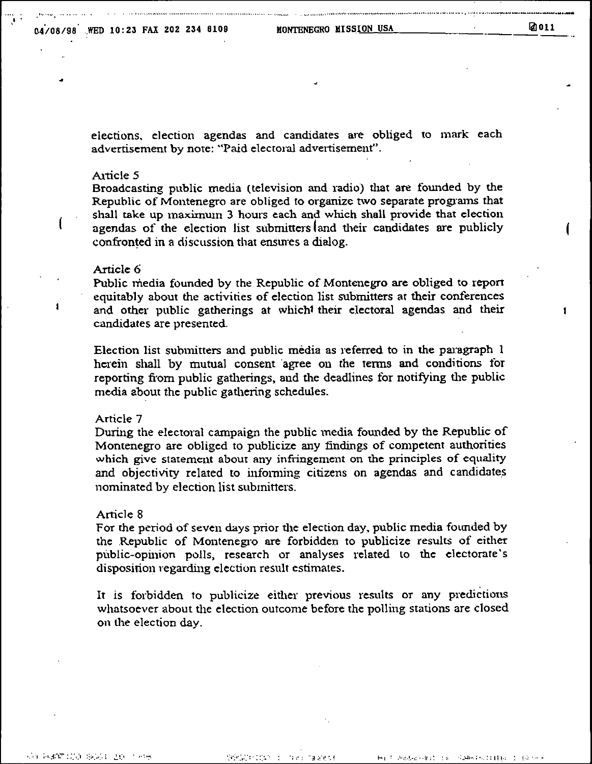elections, election agendas and candidates are obliged to mark each advertisement by note: "Paid electoral advertisement".

Article 5
Broadcasting public media (television and radio) that are founded by the Republic of Montenegro are obliged to organize two separate programs that shall take up maximum 3 hours each and which shall provide that election agendas of the election list submitters and their candidates are publicly confronted in a discussion that ensures a dialog.

Article 6
Public media founded by the Republic of Montenegro are obliged to report equitably about the activities of election list submitters at their conferences and other public gatherings at which their electoral agendas and their candidates are presented.

Election list submitters and public media as referred to in the paragraph 1 herein shall by mutual consent agree on the terms and conditions for reporting from public gatherings, and the deadlines for notifying the public media about the public gathering schedules.

Article 7
During the electoral campaign the public media founded by the Republic of Montenegro are obliged to publicize any findings of competent authorities which give statement about any infringement on the principles of equality and objectivity related to informing citizens on agendas and candidates nominated by election list submitters.

Article 8
For the period of seven days prior the election day, public media founded by the Republic of Montenegro are forbidden to publicize results of either public-opinion polls, research or analyses related to the electorate's disposition regarding election result estimates.

It is forbidden to publicize either previous results or any predictions whatsoever about the election outcome before the polling stations are closed on the election day.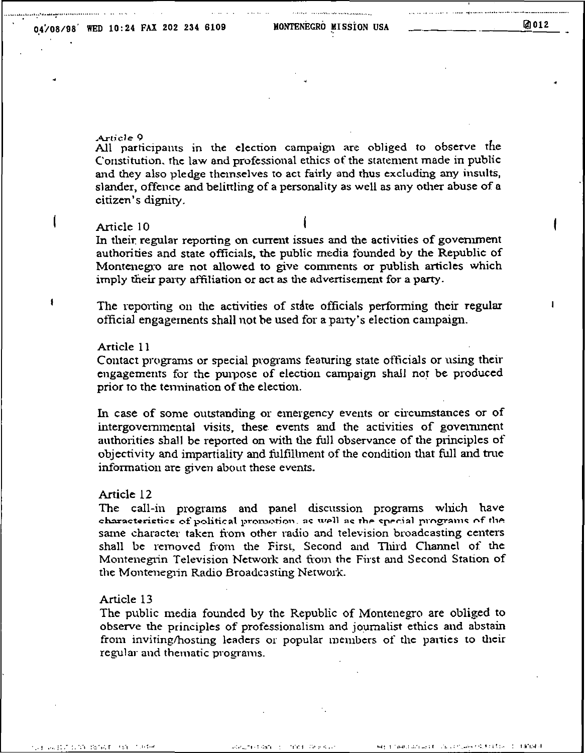*Article 9*
All participants in the election campaign are obliged to observe the Constitution, the law and professional ethics of the statement made in public and they also pledge themselves to act fairly and thus excluding any insults, slander, offence and belittling of a personality as well as any other abuse of a citizen's dignity.

Article 10
In their regular reporting on current issues and the activities of government authorities and state officials, the public media founded by the Republic of Montenegro are not allowed to give comments or publish articles which imply their party affiliation or act as the advertisement for a party.

The reporting on the activities of state officials performing their regular official engagements shall not be used for a party's election campaign.

Article 11
Contact programs or special programs featuring state officials or using their engagements for the purpose of election campaign shall not be produced prior to the termination of the election.

In case of some outstanding or emergency events or circumstances or of intergovernmental visits, these events and the activities of government authorities shall be reported on with the full observance of the principles of objectivity and impartiality and fulfillment of the condition that full and true information are given about these events.

Article 12
The call-in programs and panel discussion programs which have characteristics of political promotion, as well as the special programs of the same character taken from other radio and television broadcasting centers shall be removed from the First, Second and Third Channel of the Montenegrin Television Network and from the First and Second Station of the Montenegrin Radio Broadcasting Network.

Article 13
The public media founded by the Republic of Montenegro are obliged to observe the principles of professionalism and journalist ethics and abstain from inviting/hosting leaders or popular members of the parties to their regular and thematic programs.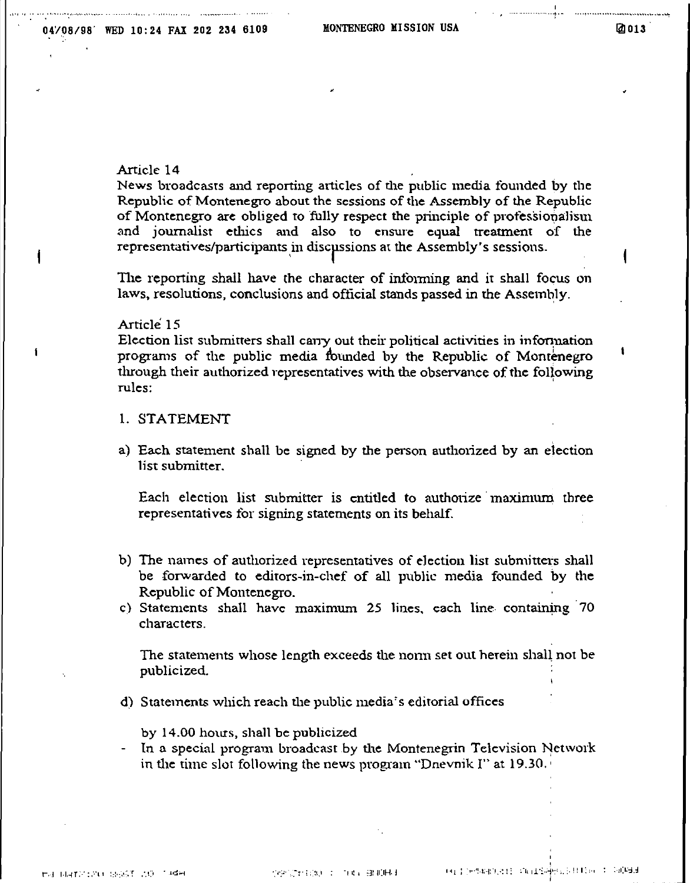Article 14

News broadcasts and reporting articles of the public media founded by the Republic of Montenegro about the sessions of the Assembly of the Republic of Montenegro are obliged to fully respect the principle of professionalism and journalist ethics and also to ensure equal treatment of the representatives/participants in discussions at the Assembly's sessions.

The reporting shall have the character of informing and it shall focus on laws, resolutions, conclusions and official stands passed in the Assembly.

Article 15

Election list submitters shall carry out their political activities in information programs of the public media founded by the Republic of Montenegro through their authorized representatives with the observance of the following rules:

1. STATEMENT

a) Each statement shall be signed by the person authorized by an election list submitter.

   Each election list submitter is entitled to authorize maximum three representatives for signing statements on its behalf.

b) The names of authorized representatives of election list submitters shall be forwarded to editors-in-chef of all public media founded by the Republic of Montenegro.

c) Statements shall have maximum 25 lines, each line containing 70 characters.

   The statements whose length exceeds the norm set out herein shall not be publicized.

d) Statements which reach the public media's editorial offices

   by 14.00 hours, shall be publicized

- In a special program broadcast by the Montenegrin Television Network in the time slot following the news program "Dnevnik I" at 19.30.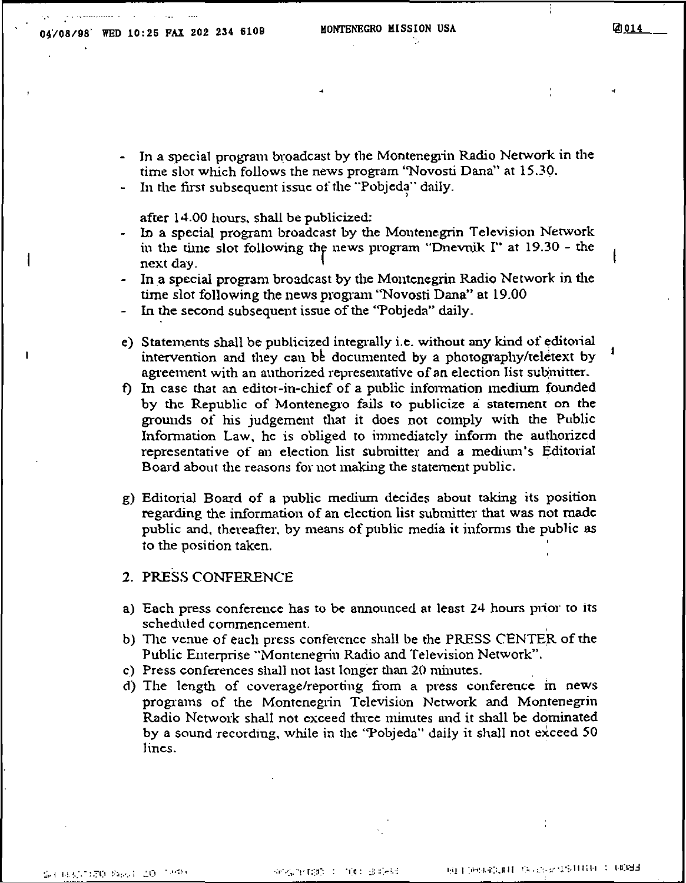- In a special program broadcast by the Montenegrin Radio Network in the time slot which follows the news program "Novosti Dana" at 15.30.
- In the first subsequent issue of the "Pobjeda" daily.

after 14.00 hours, shall be publicized:

- In a special program broadcast by the Montenegrin Television Network in the time slot following the news program "Dnevnik I" at 19.30 - the next day.
- In a special program broadcast by the Montenegrin Radio Network in the time slot following the news program "Novosti Dana" at 19.00
- In the second subsequent issue of the "Pobjeda" daily.

e) Statements shall be publicized integrally i.e. without any kind of editorial intervention and they can be documented by a photography/teletext by agreement with an authorized representative of an election list submitter.

f) In case that an editor-in-chief of a public information medium founded by the Republic of Montenegro fails to publicize a statement on the grounds of his judgement that it does not comply with the Public Information Law, he is obliged to immediately inform the authorized representative of an election list submitter and a medium's Editorial Board about the reasons for not making the statement public.

g) Editorial Board of a public medium decides about taking its position regarding the information of an election list submitter that was not made public and, thereafter, by means of public media it informs the public as to the position taken.

## 2. PRESS CONFERENCE

a) Each press conference has to be announced at least 24 hours prior to its scheduled commencement.

b) The venue of each press conference shall be the PRESS CENTER of the Public Enterprise "Montenegrin Radio and Television Network".

c) Press conferences shall not last longer than 20 minutes.

d) The length of coverage/reporting from a press conference in news programs of the Montenegrin Television Network and Montenegrin Radio Network shall not exceed three minutes and it shall be dominated by a sound recording, while in the "Pobjeda" daily it shall not exceed 50 lines.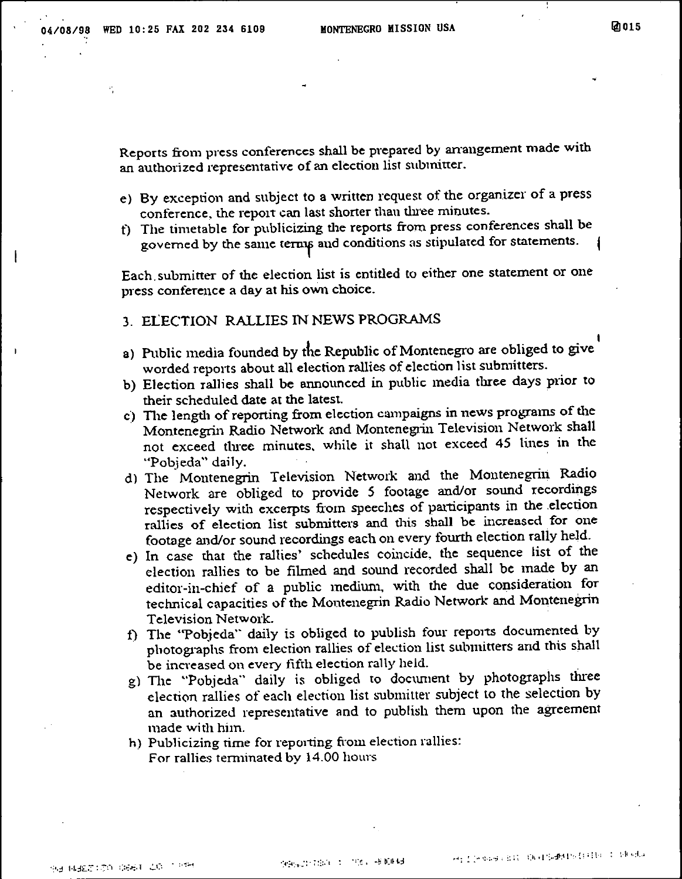Reports from press conferences shall be prepared by arrangement made with an authorized representative of an election list submitter.

e) By exception and subject to a written request of the organizer of a press conference, the report can last shorter than three minutes.
f) The timetable for publicizing the reports from press conferences shall be governed by the same terms and conditions as stipulated for statements.

Each submitter of the election list is entitled to either one statement or one press conference a day at his own choice.

## 3. ELECTION RALLIES IN NEWS PROGRAMS

a) Public media founded by the Republic of Montenegro are obliged to give worded reports about all election rallies of election list submitters.
b) Election rallies shall be announced in public media three days prior to their scheduled date at the latest.
c) The length of reporting from election campaigns in news programs of the Montenegrin Radio Network and Montenegrin Television Network shall not exceed three minutes, while it shall not exceed 45 lines in the "Pobjeda" daily.
d) The Montenegrin Television Network and the Montenegrin Radio Network are obliged to provide 5 footage and/or sound recordings respectively with excerpts from speeches of participants in the election rallies of election list submitters and this shall be increased for one footage and/or sound recordings each on every fourth election rally held.
e) In case that the rallies' schedules coincide, the sequence list of the election rallies to be filmed and sound recorded shall be made by an editor-in-chief of a public medium, with the due consideration for technical capacities of the Montenegrin Radio Network and Montenegrin Television Network.
f) The "Pobjeda" daily is obliged to publish four reports documented by photographs from election rallies of election list submitters and this shall be increased on every fifth election rally held.
g) The "Pobjeda" daily is obliged to document by photographs three election rallies of each election list submitter subject to the selection by an authorized representative and to publish them upon the agreement made with him.
h) Publicizing time for reporting from election rallies:
   For rallies terminated by 14.00 hours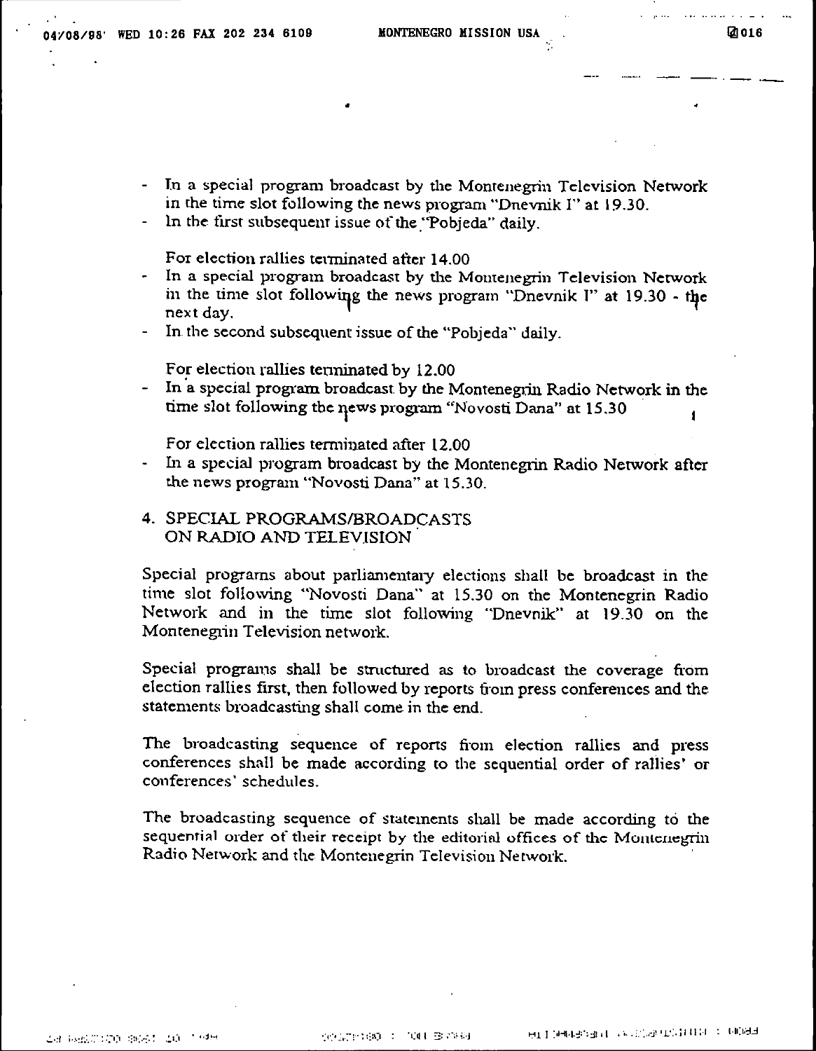- In a special program broadcast by the Montenegrin Television Network in the time slot following the news program "Dnevnik I" at 19.30.
- In the first subsequent issue of the "Pobjeda" daily.

For election rallies terminated after 14.00

- In a special program broadcast by the Montenegrin Television Network in the time slot following the news program "Dnevnik I" at 19.30 - the next day.
- In the second subsequent issue of the "Pobjeda" daily.

For election rallies terminated by 12.00

- In a special program broadcast by the Montenegrin Radio Network in the time slot following the news program "Novosti Dana" at 15.30

For election rallies terminated after 12.00

- In a special program broadcast by the Montenegrin Radio Network after the news program "Novosti Dana" at 15.30.

## 4. SPECIAL PROGRAMS/BROADCASTS ON RADIO AND TELEVISION

Special programs about parliamentary elections shall be broadcast in the time slot following "Novosti Dana" at 15.30 on the Montenegrin Radio Network and in the time slot following "Dnevnik" at 19.30 on the Montenegrin Television network.

Special programs shall be structured as to broadcast the coverage from election rallies first, then followed by reports from press conferences and the statements broadcasting shall come in the end.

The broadcasting sequence of reports from election rallies and press conferences shall be made according to the sequential order of rallies' or conferences' schedules.

The broadcasting sequence of statements shall be made according to the sequential order of their receipt by the editorial offices of the Montenegrin Radio Network and the Montenegrin Television Network.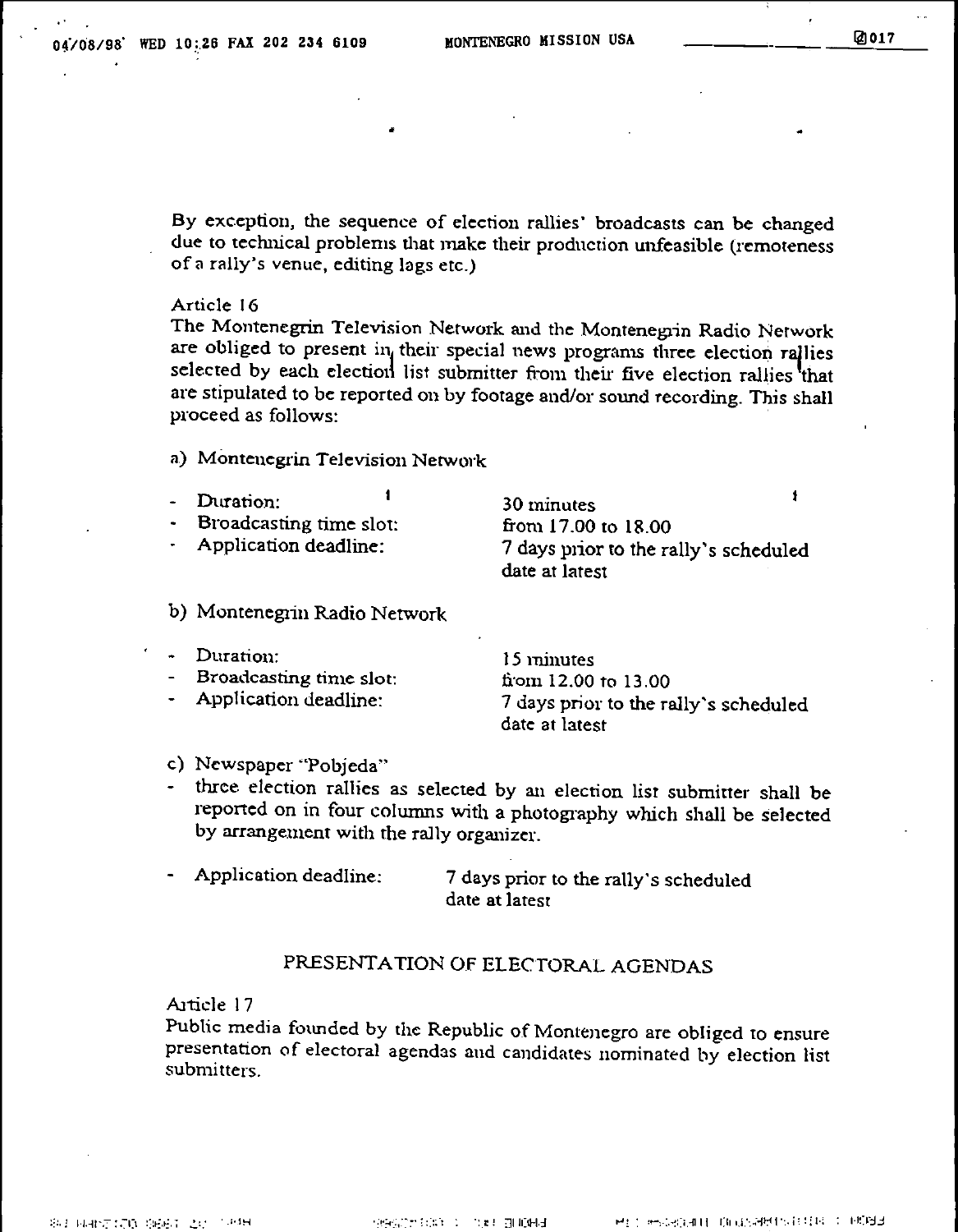By exception, the sequence of election rallies' broadcasts can be changed due to technical problems that make their production unfeasible (remoteness of a rally's venue, editing lags etc.)

Article 16
The Montenegrin Television Network and the Montenegrin Radio Network are obliged to present in their special news programs three election rallies selected by each election list submitter from their five election rallies that are stipulated to be reported on by footage and/or sound recording. This shall proceed as follows:

a) Montenegrin Television Network

- Duration: 30 minutes
- Broadcasting time slot: from 17.00 to 18.00
- Application deadline: 7 days prior to the rally's scheduled date at latest

b) Montenegrin Radio Network

- Duration: 15 minutes
- Broadcasting time slot: from 12.00 to 13.00
- Application deadline: 7 days prior to the rally's scheduled date at latest

c) Newspaper "Pobjeda"

- three election rallies as selected by an election list submitter shall be reported on in four columns with a photography which shall be selected by arrangement with the rally organizer.
- Application deadline: 7 days prior to the rally's scheduled date at latest

## PRESENTATION OF ELECTORAL AGENDAS

Article 17
Public media founded by the Republic of Montenegro are obliged to ensure presentation of electoral agendas and candidates nominated by election list submitters.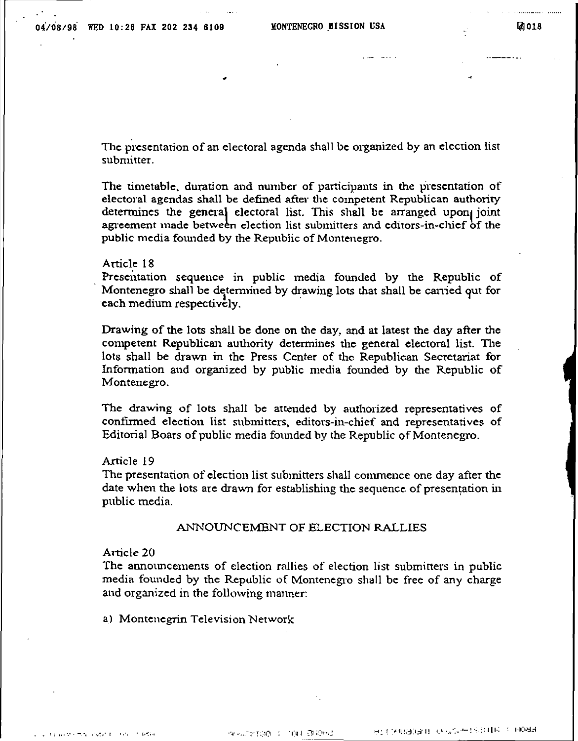The presentation of an electoral agenda shall be organized by an election list submitter.

The timetable, duration and number of participants in the presentation of electoral agendas shall be defined after the competent Republican authority determines the general electoral list. This shall be arranged upon joint agreement made between election list submitters and editors-in-chief of the public media founded by the Republic of Montenegro.

Article 18
Presentation sequence in public media founded by the Republic of Montenegro shall be determined by drawing lots that shall be carried out for each medium respectively.

Drawing of the lots shall be done on the day, and at latest the day after the competent Republican authority determines the general electoral list. The lots shall be drawn in the Press Center of the Republican Secretariat for Information and organized by public media founded by the Republic of Montenegro.

The drawing of lots shall be attended by authorized representatives of confirmed election list submitters, editors-in-chief and representatives of Editorial Boars of public media founded by the Republic of Montenegro.

Article 19
The presentation of election list submitters shall commence one day after the date when the lots are drawn for establishing the sequence of presentation in public media.

## ANNOUNCEMENT OF ELECTION RALLIES

Article 20
The announcements of election rallies of election list submitters in public media founded by the Republic of Montenegro shall be free of any charge and organized in the following manner:

a) Montenegrin Television Network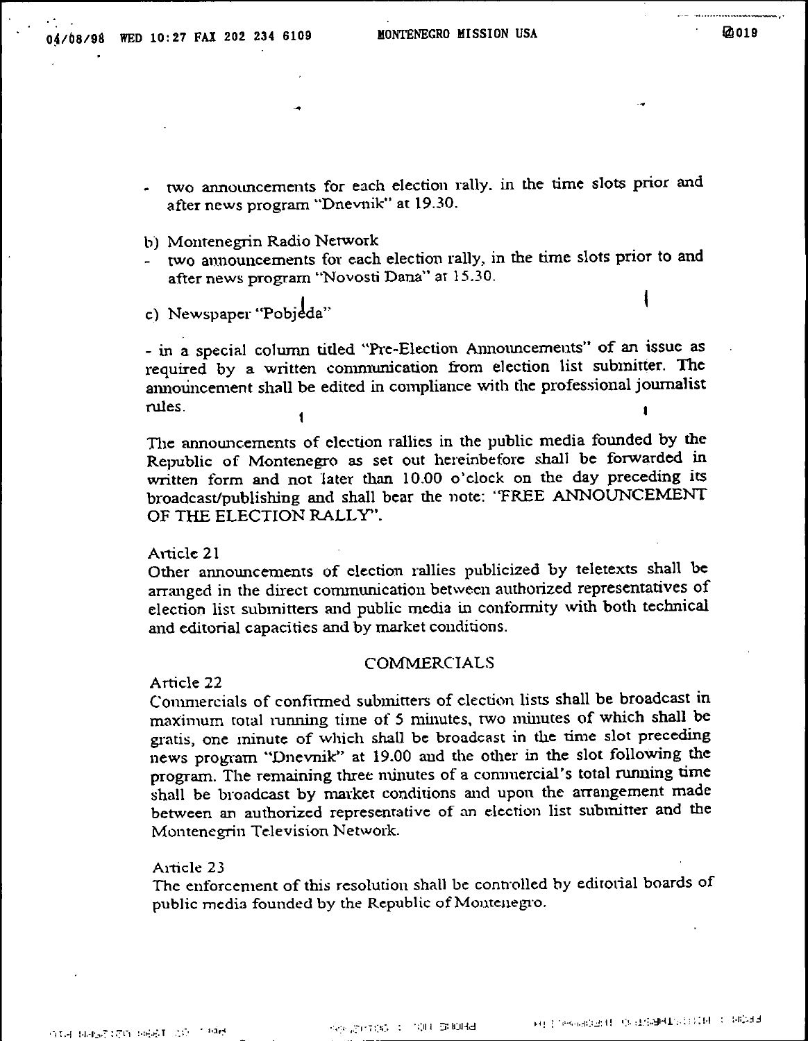- two announcements for each election rally. in the time slots prior and after news program "Dnevnik" at 19.30.

b) Montenegrin Radio Network

- two announcements for each election rally, in the time slots prior to and after news program "Novosti Dana" at 15.30.

c) Newspaper "Pobjeda"

- in a special column titled "Pre-Election Announcements" of an issue as required by a written communication from election list submitter. The announcement shall be edited in compliance with the professional journalist rules.

The announcements of election rallies in the public media founded by the Republic of Montenegro as set out hereinbefore shall be forwarded in written form and not later than 10.00 o'clock on the day preceding its broadcast/publishing and shall bear the note: "FREE ANNOUNCEMENT OF THE ELECTION RALLY".

Article 21

Other announcements of election rallies publicized by teletexts shall be arranged in the direct communication between authorized representatives of election list submitters and public media in conformity with both technical and editorial capacities and by market conditions.

## COMMERCIALS

Article 22

Commercials of confirmed submitters of election lists shall be broadcast in maximum total running time of 5 minutes, two minutes of which shall be gratis, one minute of which shall be broadcast in the time slot preceding news program "Dnevnik" at 19.00 and the other in the slot following the program. The remaining three minutes of a commercial's total running time shall be broadcast by market conditions and upon the arrangement made between an authorized representative of an election list submitter and the Montenegrin Television Network.

Article 23

The enforcement of this resolution shall be controlled by editorial boards of public media founded by the Republic of Montenegro.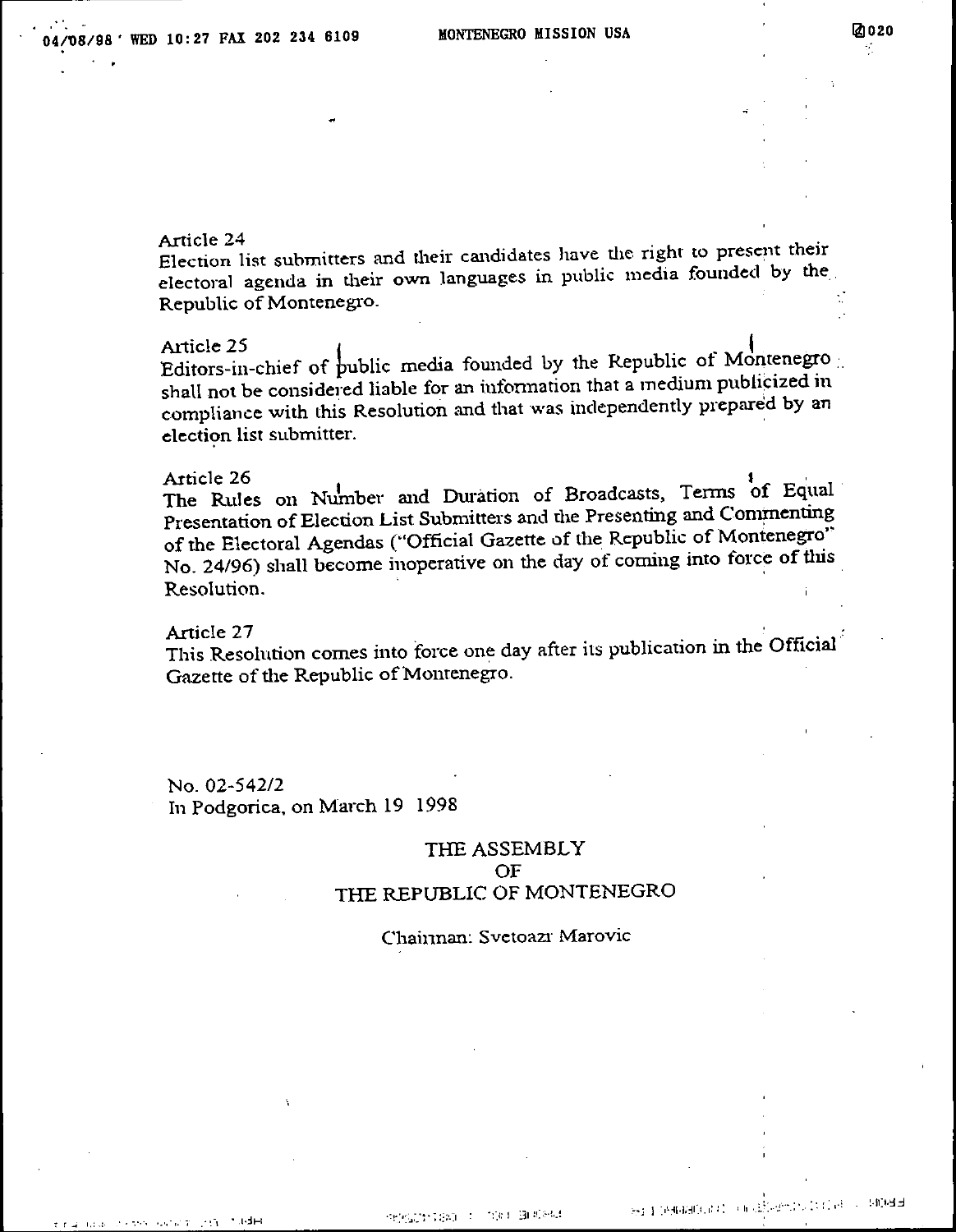Article 24
Election list submitters and their candidates have the right to present their electoral agenda in their own languages in public media founded by the Republic of Montenegro.

Article 25
Editors-in-chief of public media founded by the Republic of Montenegro shall not be considered liable for an information that a medium publicized in compliance with this Resolution and that was independently prepared by an election list submitter.

Article 26
The Rules on Number and Duration of Broadcasts, Terms of Equal Presentation of Election List Submitters and the Presenting and Commenting of the Electoral Agendas ("Official Gazette of the Republic of Montenegro" No. 24/96) shall become inoperative on the day of coming into force of this Resolution.

Article 27
This Resolution comes into force one day after its publication in the Official Gazette of the Republic of Montenegro.

No. 02-542/2
In Podgorica, on March 19 1998

THE ASSEMBLY
OF
THE REPUBLIC OF MONTENEGRO

Chairman: Svetoazr Marovic